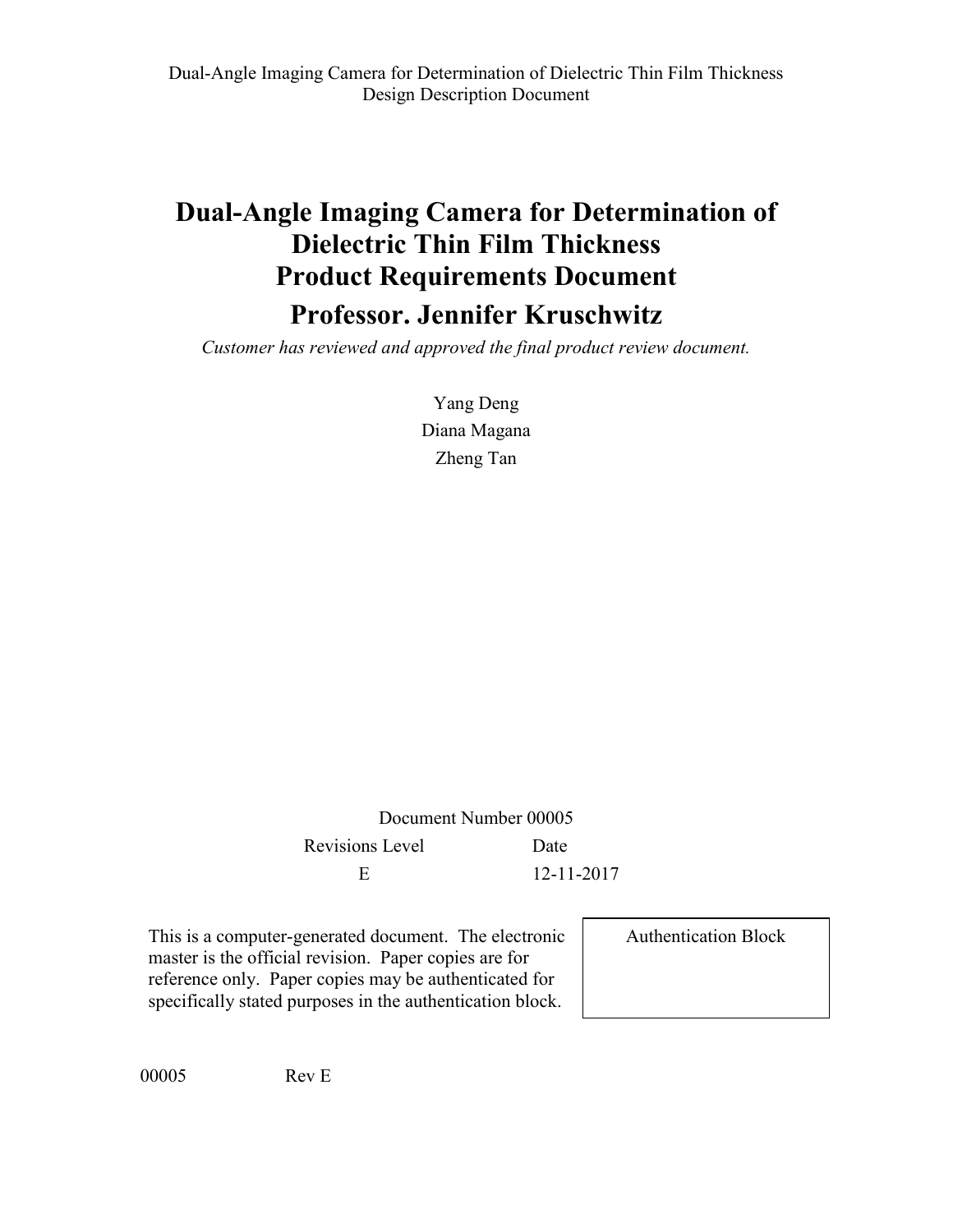# Dual-Angle Imaging Camera for Determination of Dielectric Thin Film Thickness
# Product Requirements Document
# Professor. Jennifer Kruschwitz

*Customer has reviewed and approved the final product review document.*

Yang Deng

Diana Magana

Zheng Tan

Document Number 00005

| Revisions Level | Date |
| --- | --- |
| E | 12-11-2017 |

This is a computer-generated document. The electronic master is the official revision. Paper copies are for reference only. Paper copies may be authenticated for specifically stated purposes in the authentication block.

| Authentication Block |
| --- |
| |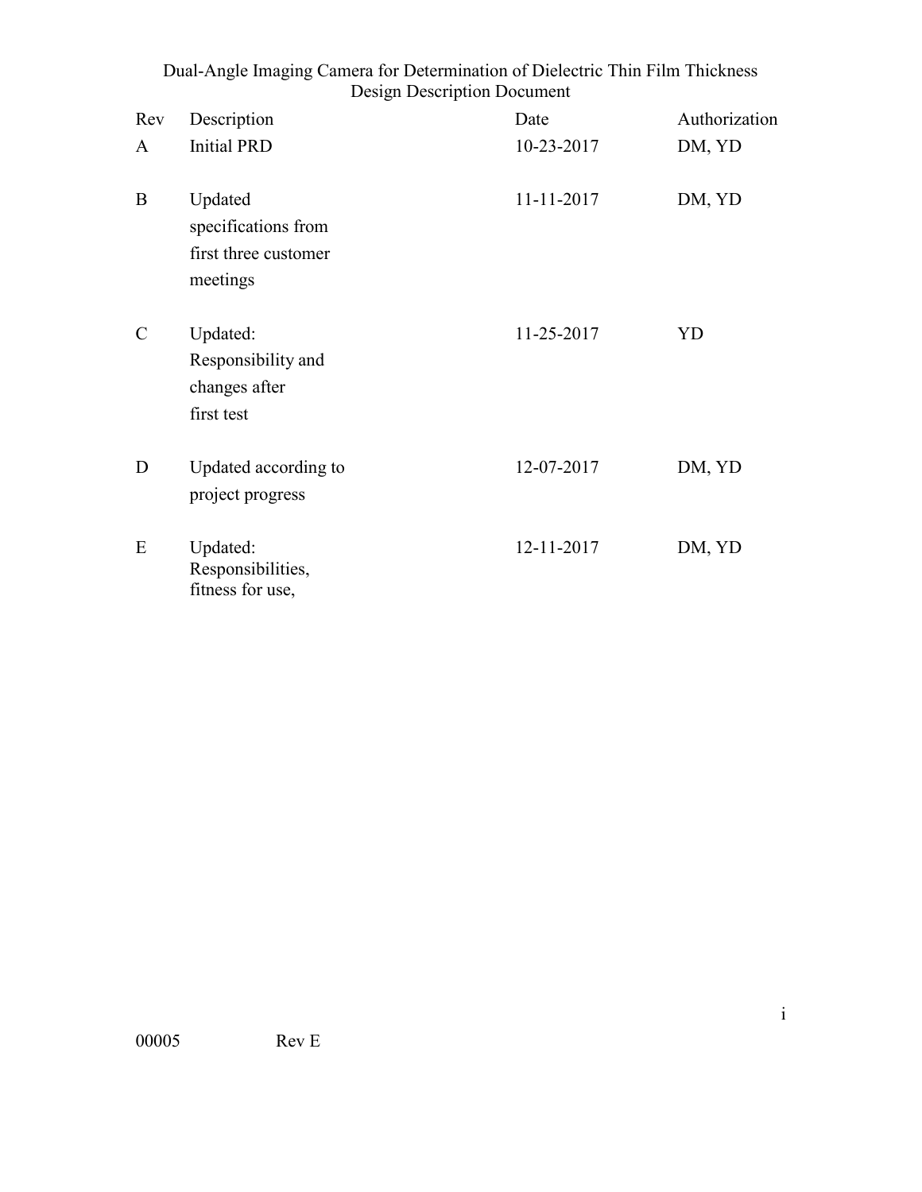Dual-Angle Imaging Camera for Determination of Dielectric Thin Film Thickness
Design Description Document

| Rev | Description | Date | Authorization |
| --- | --- | --- | --- |
| A | Initial PRD | 10-23-2017 | DM, YD |
| B | Updated specifications from first three customer meetings | 11-11-2017 | DM, YD |
| C | Updated: Responsibility and changes after first test | 11-25-2017 | YD |
| D | Updated according to project progress | 12-07-2017 | DM, YD |
| E | Updated: Responsibilities, fitness for use, | 12-11-2017 | DM, YD |

00005 Rev E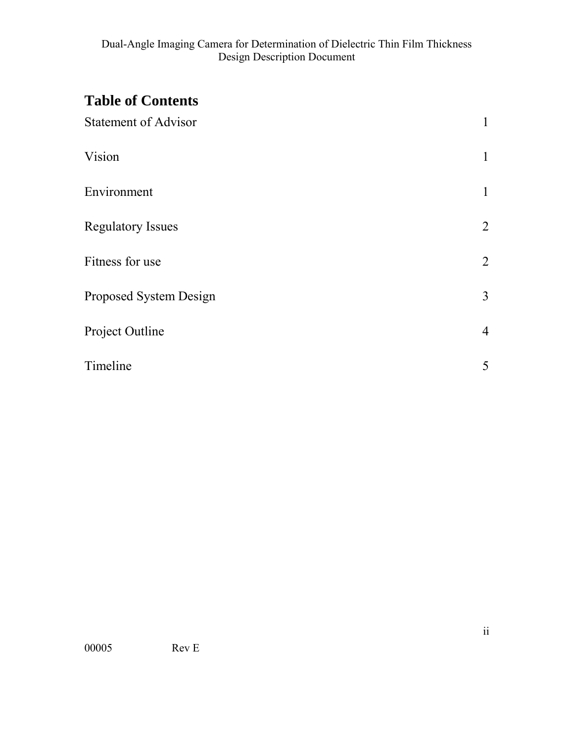# Table of Contents

| | |
|---|---|
| Statement of Advisor | 1 |
| Vision | 1 |
| Environment | 1 |
| Regulatory Issues | 2 |
| Fitness for use | 2 |
| Proposed System Design | 3 |
| Project Outline | 4 |
| Timeline | 5 |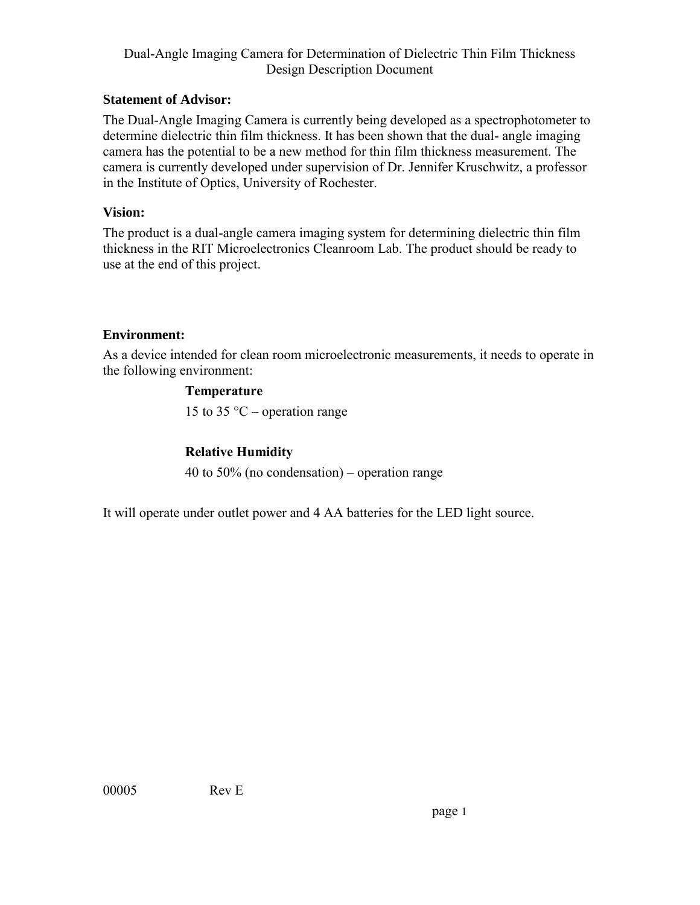Dual-Angle Imaging Camera for Determination of Dielectric Thin Film Thickness
Design Description Document

**Statement of Advisor:**

The Dual-Angle Imaging Camera is currently being developed as a spectrophotometer to determine dielectric thin film thickness. It has been shown that the dual- angle imaging camera has the potential to be a new method for thin film thickness measurement. The camera is currently developed under supervision of Dr. Jennifer Kruschwitz, a professor in the Institute of Optics, University of Rochester.

**Vision:**

The product is a dual-angle camera imaging system for determining dielectric thin film thickness in the RIT Microelectronics Cleanroom Lab. The product should be ready to use at the end of this project.

**Environment:**

As a device intended for clean room microelectronic measurements, it needs to operate in the following environment:

**Temperature**

15 to 35 °C – operation range

**Relative Humidity**

40 to 50% (no condensation) – operation range

It will operate under outlet power and 4 AA batteries for the LED light source.

00005 Rev E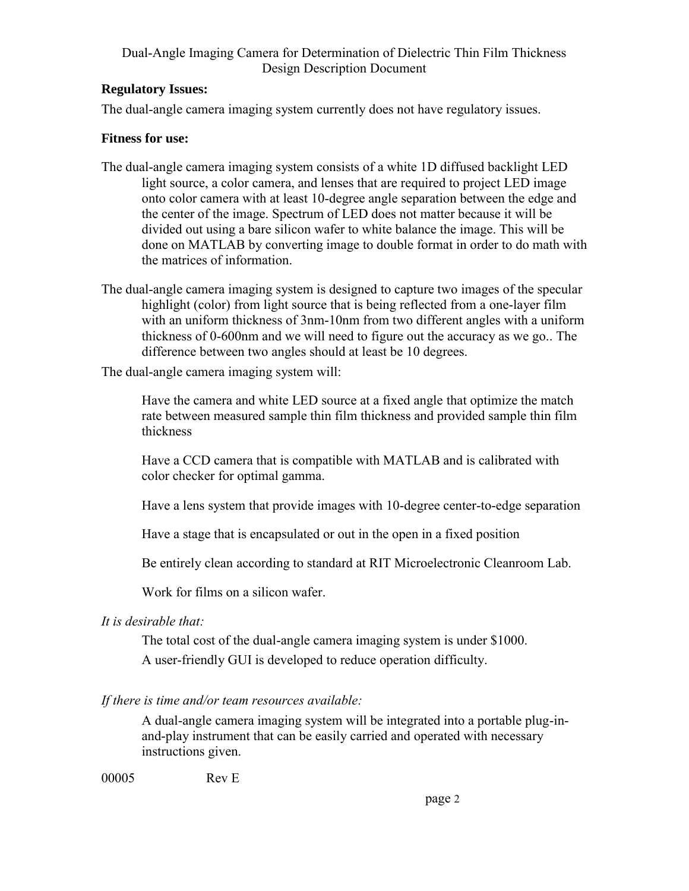**Regulatory Issues:**

The dual-angle camera imaging system currently does not have regulatory issues.

**Fitness for use:**

The dual-angle camera imaging system consists of a white 1D diffused backlight LED light source, a color camera, and lenses that are required to project LED image onto color camera with at least 10-degree angle separation between the edge and the center of the image. Spectrum of LED does not matter because it will be divided out using a bare silicon wafer to white balance the image. This will be done on MATLAB by converting image to double format in order to do math with the matrices of information.

The dual-angle camera imaging system is designed to capture two images of the specular highlight (color) from light source that is being reflected from a one-layer film with an uniform thickness of 3nm-10nm from two different angles with a uniform thickness of 0-600nm and we will need to figure out the accuracy as we go.. The difference between two angles should at least be 10 degrees.

The dual-angle camera imaging system will:

Have the camera and white LED source at a fixed angle that optimize the match rate between measured sample thin film thickness and provided sample thin film thickness

Have a CCD camera that is compatible with MATLAB and is calibrated with color checker for optimal gamma.

Have a lens system that provide images with 10-degree center-to-edge separation

Have a stage that is encapsulated or out in the open in a fixed position

Be entirely clean according to standard at RIT Microelectronic Cleanroom Lab.

Work for films on a silicon wafer.

*It is desirable that:*

The total cost of the dual-angle camera imaging system is under $1000.

A user-friendly GUI is developed to reduce operation difficulty.

*If there is time and/or team resources available:*

A dual-angle camera imaging system will be integrated into a portable plug-in-and-play instrument that can be easily carried and operated with necessary instructions given.

00005 Rev E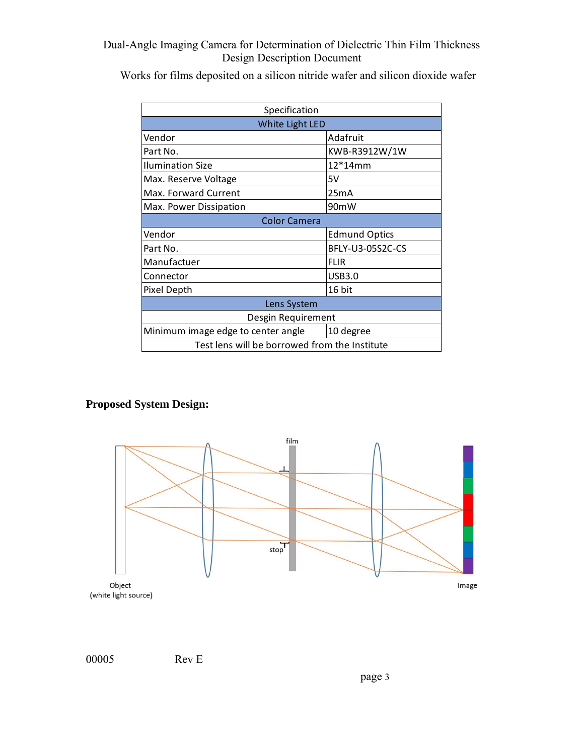Dual-Angle Imaging Camera for Determination of Dielectric Thin Film Thickness
Design Description Document

Works for films deposited on a silicon nitride wafer and silicon dioxide wafer

| Specification | |
|---|---|
| White Light LED | |
| Vendor | Adafruit |
| Part No. | KWB-R3912W/1W |
| Ilumination Size | 12*14mm |
| Max. Reserve Voltage | 5V |
| Max. Forward Current | 25mA |
| Max. Power Dissipation | 90mW |
| Color Camera | |
| Vendor | Edmund Optics |
| Part No. | BFLY-U3-05S2C-CS |
| Manufactuer | FLIR |
| Connector | USB3.0 |
| Pixel Depth | 16 bit |
| Lens System | |
| Desgin Requirement | |
| Minimum image edge to center angle | 10 degree |
| Test lens will be borrowed from the Institute | |

**Proposed System Design:**

film

stop

Object
(white light source)

Image

00005 Rev E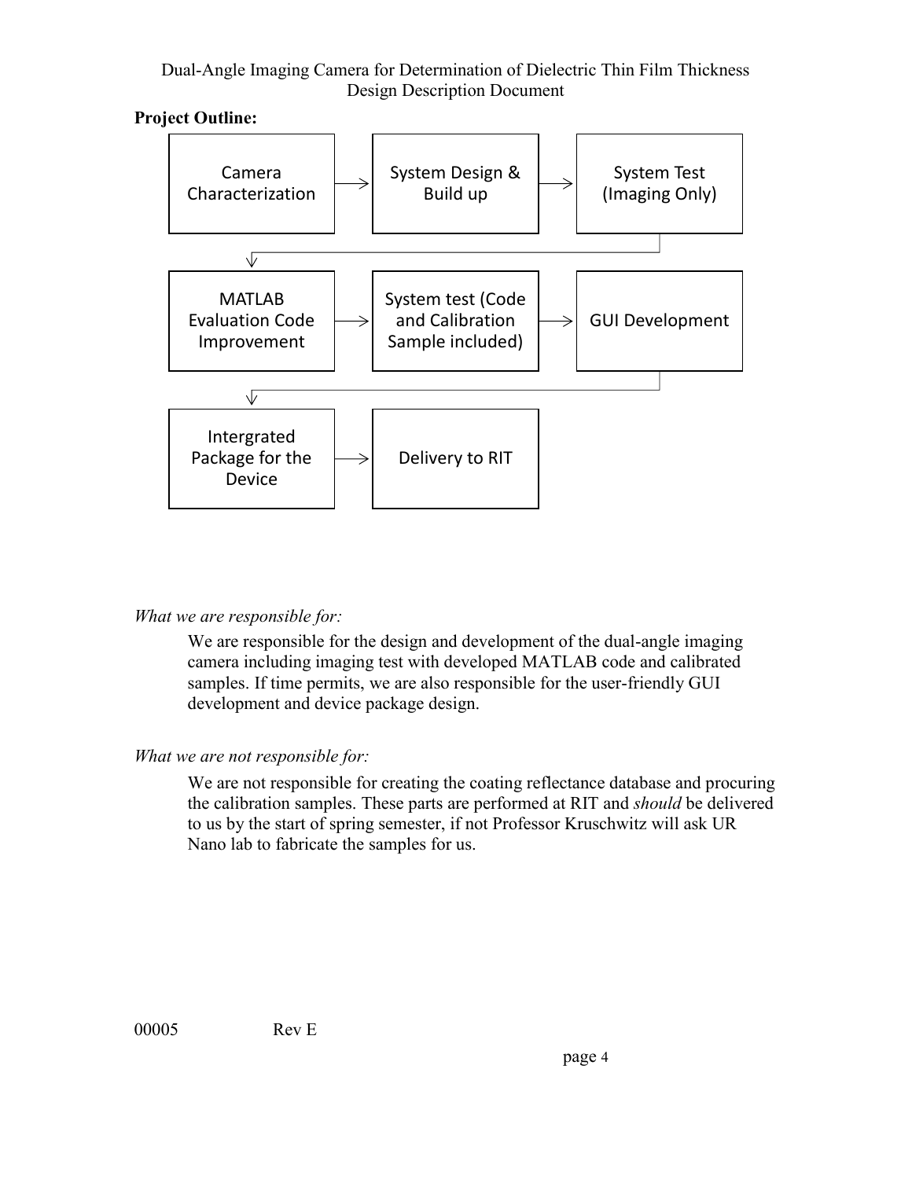**Project Outline:**

Camera Characterization → System Design & Build up → System Test (Imaging Only) → MATLAB Evaluation Code Improvement → System test (Code and Calibration Sample included) → GUI Development → Intergrated Package for the Device → Delivery to RIT

*What we are responsible for:*

We are responsible for the design and development of the dual-angle imaging camera including imaging test with developed MATLAB code and calibrated samples. If time permits, we are also responsible for the user-friendly GUI development and device package design.

*What we are not responsible for:*

We are not responsible for creating the coating reflectance database and procuring the calibration samples. These parts are performed at RIT and *should* be delivered to us by the start of spring semester, if not Professor Kruschwitz will ask UR Nano lab to fabricate the samples for us.

00005 Rev E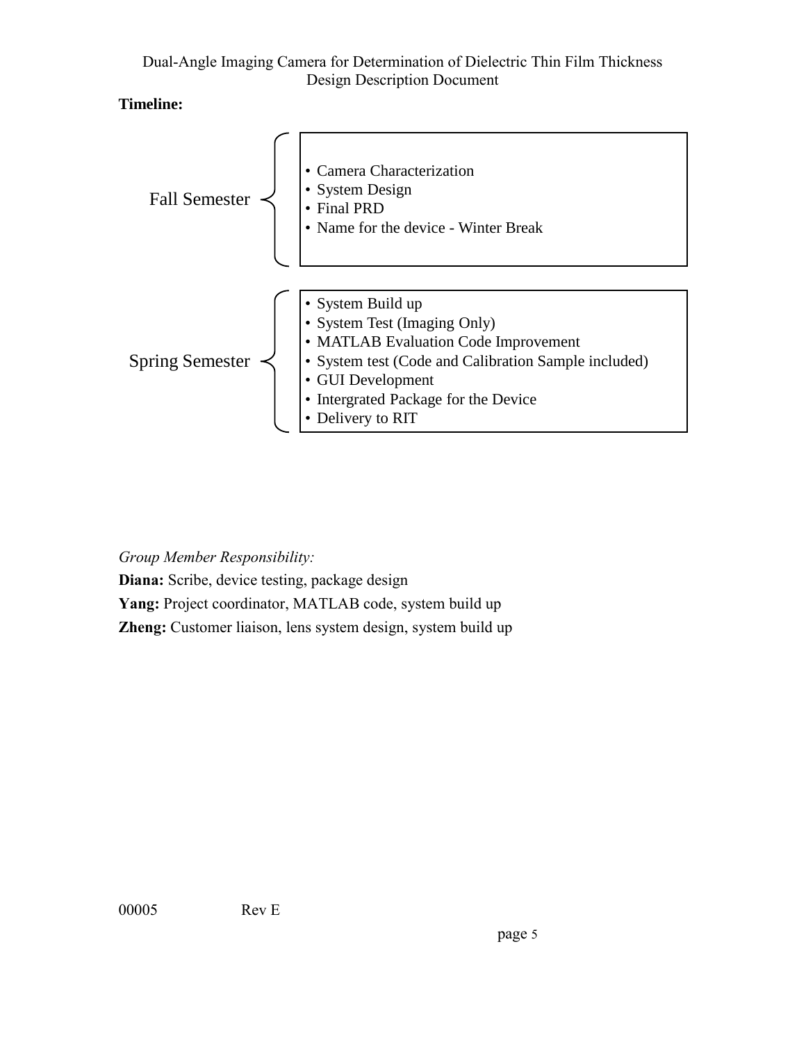**Timeline:**

Fall Semester

- Camera Characterization
- System Design
- Final PRD
- Name for the device - Winter Break

Spring Semester

- System Build up
- System Test (Imaging Only)
- MATLAB Evaluation Code Improvement
- System test (Code and Calibration Sample included)
- GUI Development
- Intergrated Package for the Device
- Delivery to RIT

*Group Member Responsibility:*

**Diana:** Scribe, device testing, package design

**Yang:** Project coordinator, MATLAB code, system build up

**Zheng:** Customer liaison, lens system design, system build up